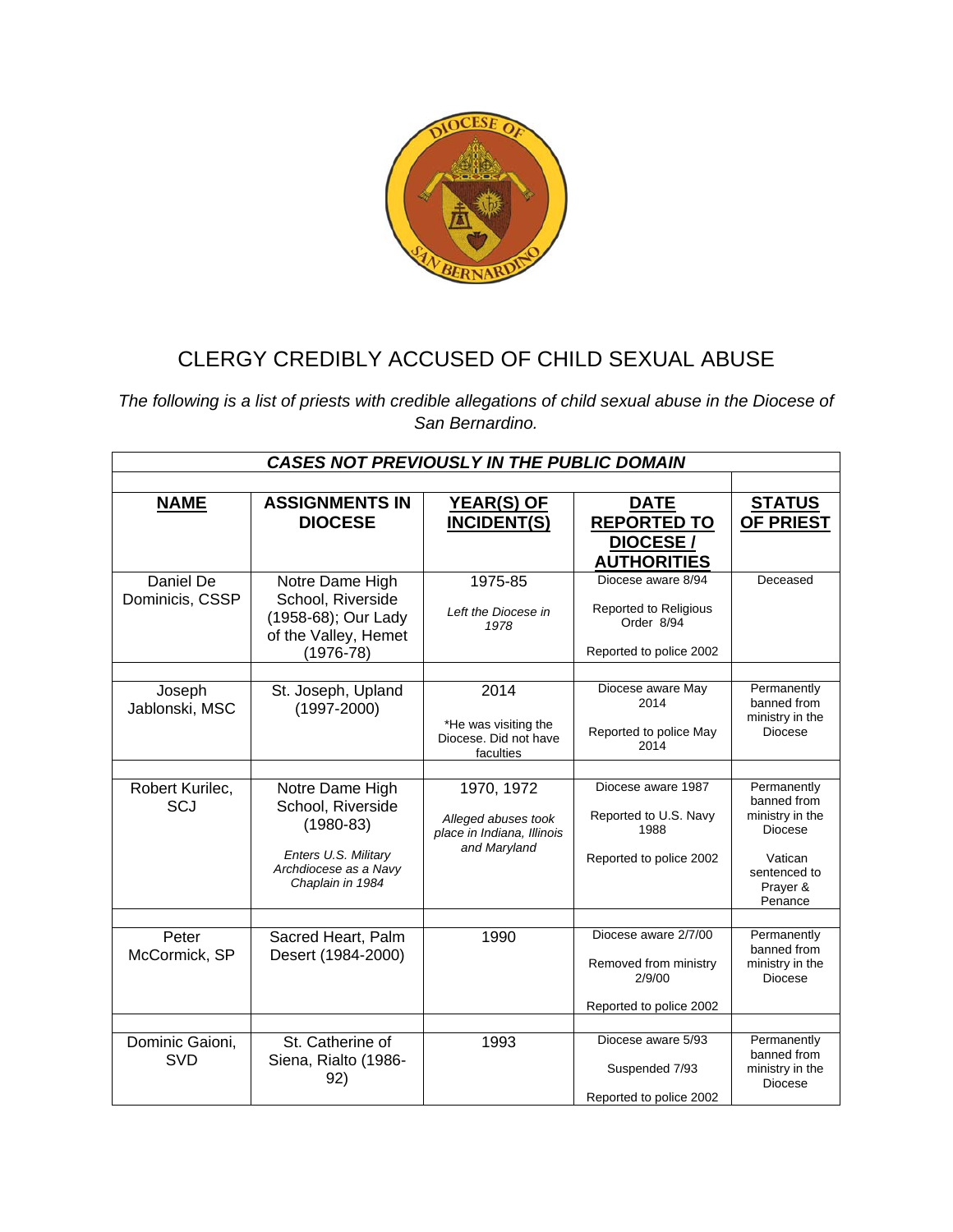# CLERGY CREDIBLY ACCUSED OF CHILD SEXUAL ABUSE

*The following is a list of priests with credible allegations of child sexual abuse in the Diocese of San Bernardino.*

| ***CASES NOT PREVIOUSLY IN THE PUBLIC DOMAIN*** | | | | |
|---|---|---|---|---|
| **NAME** | **ASSIGNMENTS IN DIOCESE** | **YEAR(S) OF INCIDENT(S)** | **DATE REPORTED TO DIOCESE / AUTHORITIES** | **STATUS OF PRIEST** |
| Daniel De Dominicis, CSSP | Notre Dame High School, Riverside (1958-68); Our Lady of the Valley, Hemet (1976-78) | 1975-85<br>*Left the Diocese in 1978* | Diocese aware 8/94<br>Reported to Religious Order 8/94<br>Reported to police 2002 | Deceased |
| Joseph Jablonski, MSC | St. Joseph, Upland (1997-2000) | 2014<br>*He was visiting the Diocese. Did not have faculties | Diocese aware May 2014<br>Reported to police May 2014 | Permanently banned from ministry in the Diocese |
| Robert Kurilec, SCJ | Notre Dame High School, Riverside (1980-83)<br>*Enters U.S. Military Archdiocese as a Navy Chaplain in 1984* | 1970, 1972<br>*Alleged abuses took place in Indiana, Illinois and Maryland* | Diocese aware 1987<br>Reported to U.S. Navy 1988<br>Reported to police 2002 | Permanently banned from ministry in the Diocese<br>Vatican sentenced to Prayer & Penance |
| Peter McCormick, SP | Sacred Heart, Palm Desert (1984-2000) | 1990 | Diocese aware 2/7/00<br>Removed from ministry 2/9/00<br>Reported to police 2002 | Permanently banned from ministry in the Diocese |
| Dominic Gaioni, SVD | St. Catherine of Siena, Rialto (1986-92) | 1993 | Diocese aware 5/93<br>Suspended 7/93<br>Reported to police 2002 | Permanently banned from ministry in the Diocese |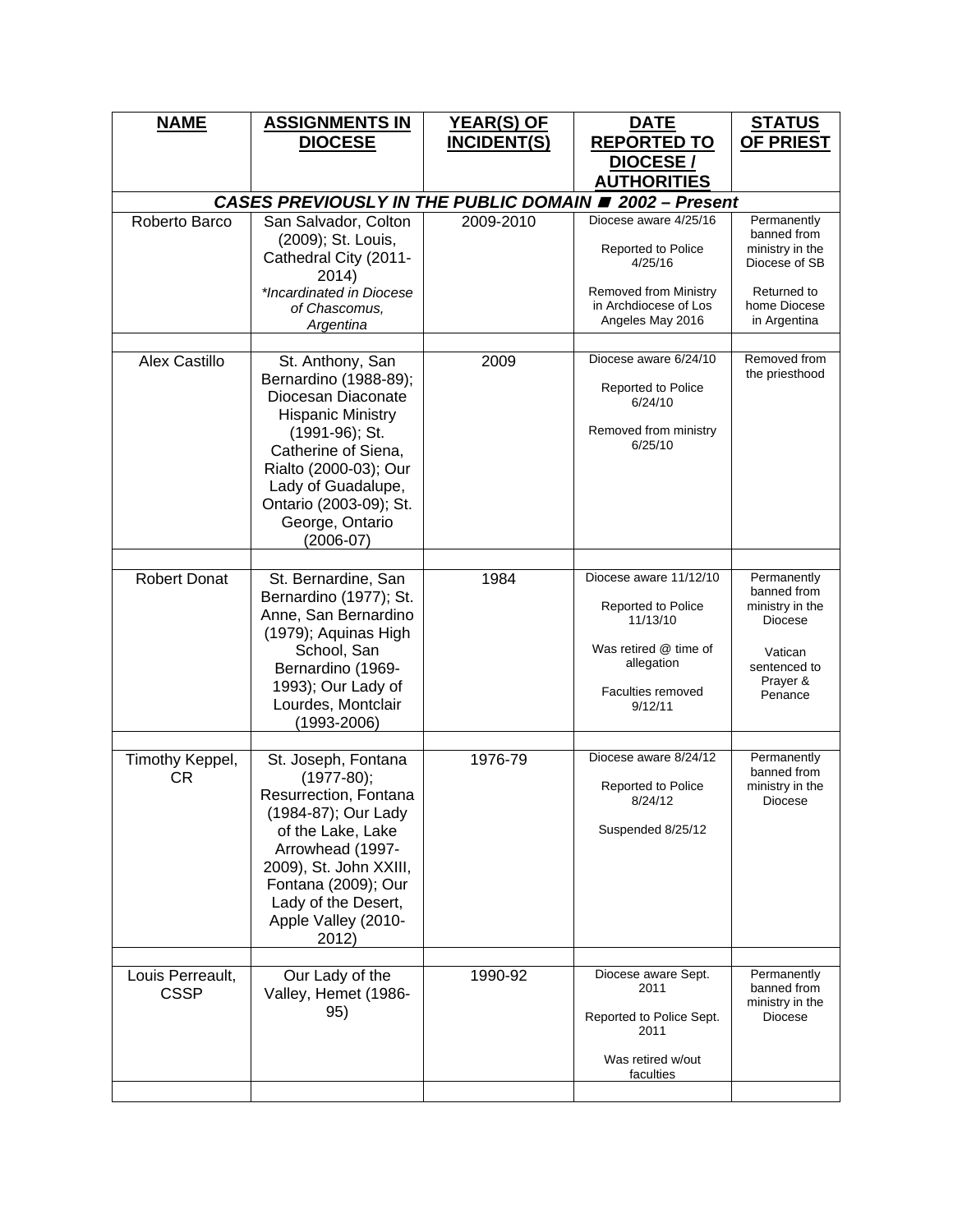| NAME | ASSIGNMENTS IN DIOCESE | YEAR(S) OF INCIDENT(S) | DATE REPORTED TO DIOCESE / AUTHORITIES | STATUS OF PRIEST |
|---|---|---|---|---|
| ***CASES PREVIOUSLY IN THE PUBLIC DOMAIN ■ 2002 – Present*** | | | | |
| Roberto Barco | San Salvador, Colton (2009); St. Louis, Cathedral City (2011-2014) *\*Incardinated in Diocese of Chascomus, Argentina* | 2009-2010 | Diocese aware 4/25/16<br><br>Reported to Police 4/25/16<br><br>Removed from Ministry in Archdiocese of Los Angeles May 2016 | Permanently banned from ministry in the Diocese of SB<br><br>Returned to home Diocese in Argentina |
| | | | | |
| Alex Castillo | St. Anthony, San Bernardino (1988-89); Diocesan Diaconate Hispanic Ministry (1991-96); St. Catherine of Siena, Rialto (2000-03); Our Lady of Guadalupe, Ontario (2003-09); St. George, Ontario (2006-07) | 2009 | Diocese aware 6/24/10<br><br>Reported to Police 6/24/10<br><br>Removed from ministry 6/25/10 | Removed from the priesthood |
| | | | | |
| Robert Donat | St. Bernardine, San Bernardino (1977); St. Anne, San Bernardino (1979); Aquinas High School, San Bernardino (1969-1993); Our Lady of Lourdes, Montclair (1993-2006) | 1984 | Diocese aware 11/12/10<br><br>Reported to Police 11/13/10<br><br>Was retired @ time of allegation<br><br>Faculties removed 9/12/11 | Permanently banned from ministry in the Diocese<br><br>Vatican sentenced to Prayer & Penance |
| | | | | |
| Timothy Keppel, CR | St. Joseph, Fontana (1977-80); Resurrection, Fontana (1984-87); Our Lady of the Lake, Lake Arrowhead (1997-2009), St. John XXIII, Fontana (2009); Our Lady of the Desert, Apple Valley (2010-2012) | 1976-79 | Diocese aware 8/24/12<br><br>Reported to Police 8/24/12<br><br>Suspended 8/25/12 | Permanently banned from ministry in the Diocese |
| | | | | |
| Louis Perreault, CSSP | Our Lady of the Valley, Hemet (1986-95) | 1990-92 | Diocese aware Sept. 2011<br><br>Reported to Police Sept. 2011<br><br>Was retired w/out faculties | Permanently banned from ministry in the Diocese |
| | | | | |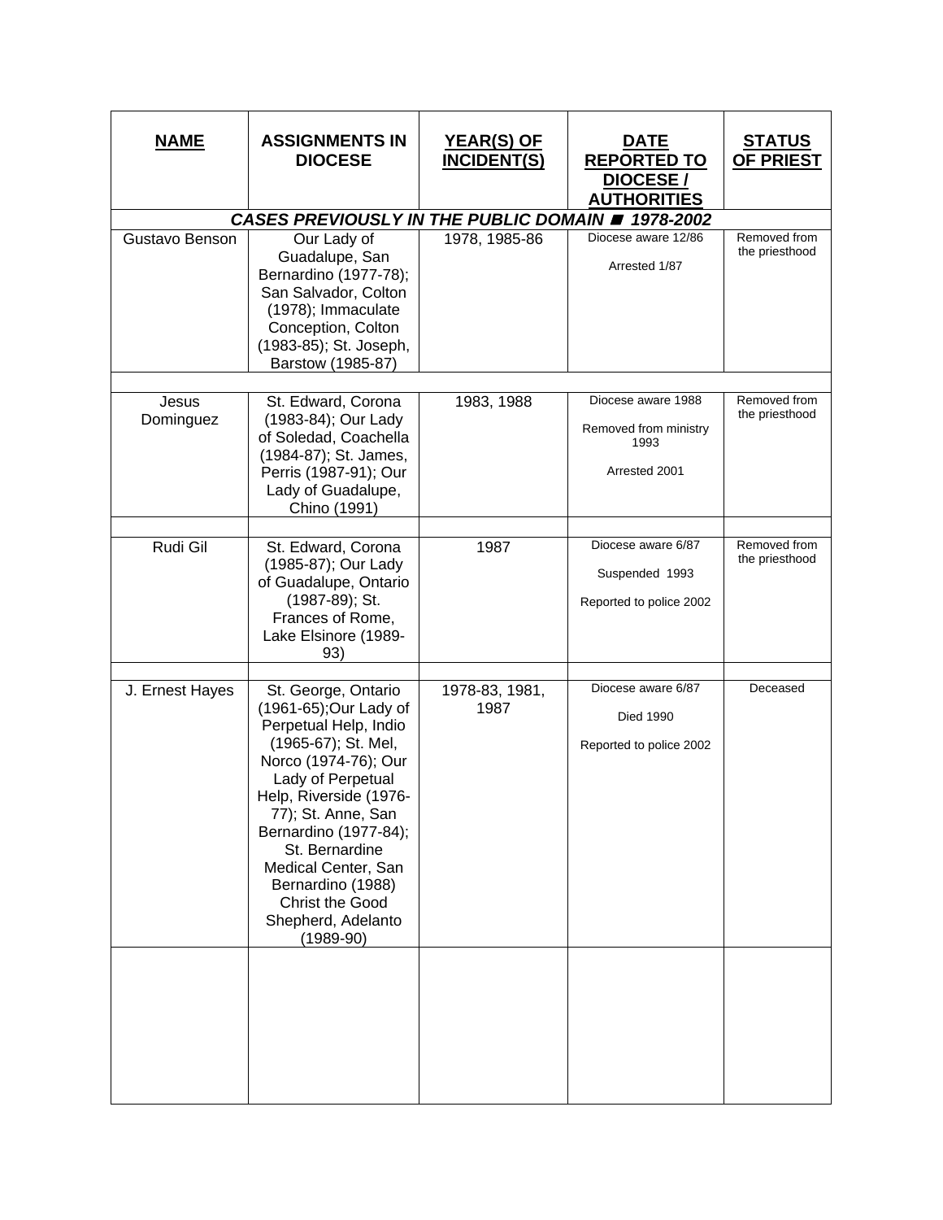| NAME | ASSIGNMENTS IN DIOCESE | YEAR(S) OF INCIDENT(S) | DATE REPORTED TO DIOCESE / AUTHORITIES | STATUS OF PRIEST |
|---|---|---|---|---|
| ***CASES PREVIOUSLY IN THE PUBLIC DOMAIN ■ 1978-2002*** | | | | |
| Gustavo Benson | Our Lady of Guadalupe, San Bernardino (1977-78); San Salvador, Colton (1978); Immaculate Conception, Colton (1983-85); St. Joseph, Barstow (1985-87) | 1978, 1985-86 | Diocese aware 12/86<br>Arrested 1/87 | Removed from the priesthood |
| | | | | |
| Jesus Dominguez | St. Edward, Corona (1983-84); Our Lady of Soledad, Coachella (1984-87); St. James, Perris (1987-91); Our Lady of Guadalupe, Chino (1991) | 1983, 1988 | Diocese aware 1988<br>Removed from ministry 1993<br>Arrested 2001 | Removed from the priesthood |
| | | | | |
| Rudi Gil | St. Edward, Corona (1985-87); Our Lady of Guadalupe, Ontario (1987-89); St. Frances of Rome, Lake Elsinore (1989-93) | 1987 | Diocese aware 6/87<br>Suspended 1993<br>Reported to police 2002 | Removed from the priesthood |
| | | | | |
| J. Ernest Hayes | St. George, Ontario (1961-65);Our Lady of Perpetual Help, Indio (1965-67); St. Mel, Norco (1974-76); Our Lady of Perpetual Help, Riverside (1976-77); St. Anne, San Bernardino (1977-84); St. Bernardine Medical Center, San Bernardino (1988) Christ the Good Shepherd, Adelanto (1989-90) | 1978-83, 1981, 1987 | Diocese aware 6/87<br>Died 1990<br>Reported to police 2002 | Deceased |
| | | | | |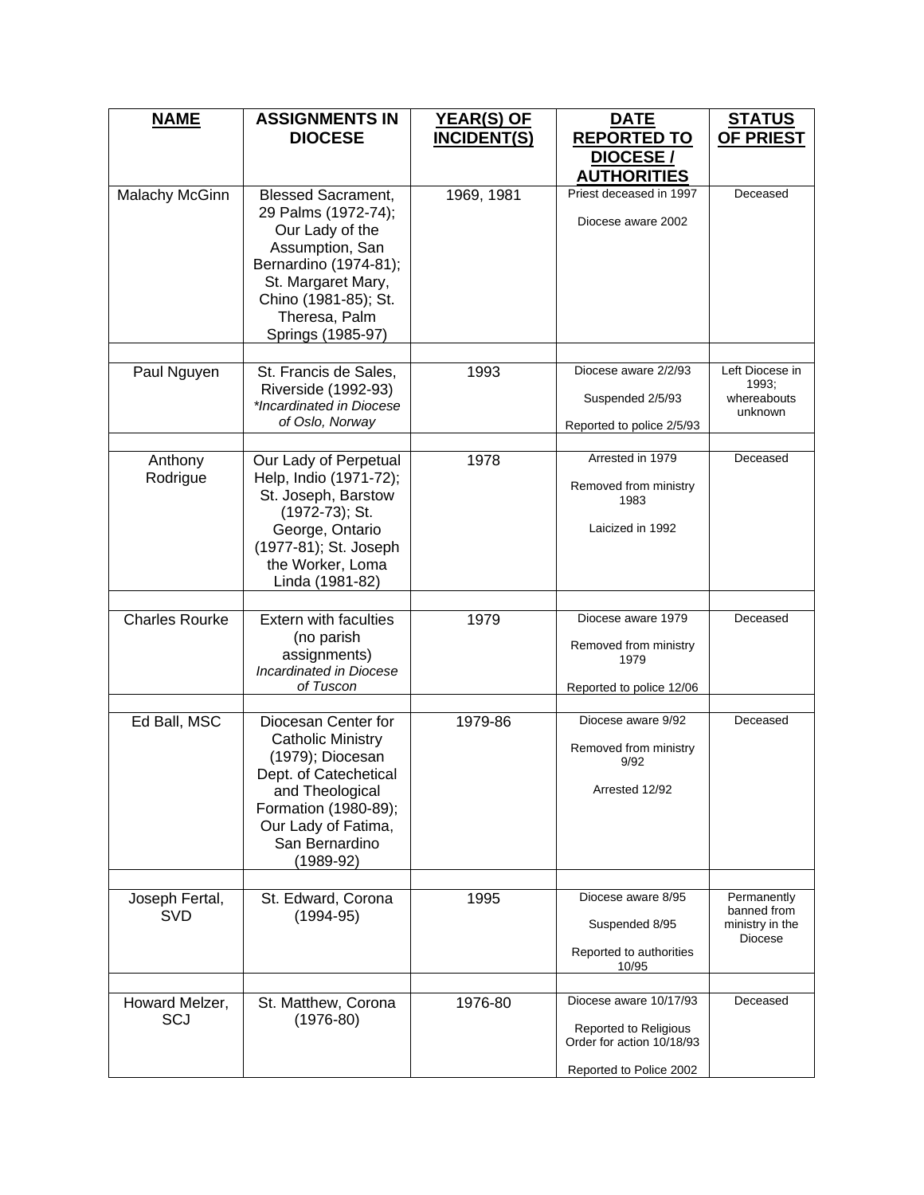| NAME | ASSIGNMENTS IN DIOCESE | YEAR(S) OF INCIDENT(S) | DATE REPORTED TO DIOCESE / AUTHORITIES | STATUS OF PRIEST |
|---|---|---|---|---|
| Malachy McGinn | Blessed Sacrament, 29 Palms (1972-74); Our Lady of the Assumption, San Bernardino (1974-81); St. Margaret Mary, Chino (1981-85); St. Theresa, Palm Springs (1985-97) | 1969, 1981 | Priest deceased in 1997<br><br>Diocese aware 2002 | Deceased |
| Paul Nguyen | St. Francis de Sales, Riverside (1992-93)<br>*\*Incardinated in Diocese of Oslo, Norway* | 1993 | Diocese aware 2/2/93<br><br>Suspended 2/5/93<br><br>Reported to police 2/5/93 | Left Diocese in 1993; whereabouts unknown |
| Anthony Rodrigue | Our Lady of Perpetual Help, Indio (1971-72); St. Joseph, Barstow (1972-73); St. George, Ontario (1977-81); St. Joseph the Worker, Loma Linda (1981-82) | 1978 | Arrested in 1979<br><br>Removed from ministry 1983<br><br>Laicized in 1992 | Deceased |
| Charles Rourke | Extern with faculties (no parish assignments)<br>*Incardinated in Diocese of Tuscon* | 1979 | Diocese aware 1979<br><br>Removed from ministry 1979<br><br>Reported to police 12/06 | Deceased |
| Ed Ball, MSC | Diocesan Center for Catholic Ministry (1979); Diocesan Dept. of Catechetical and Theological Formation (1980-89); Our Lady of Fatima, San Bernardino (1989-92) | 1979-86 | Diocese aware 9/92<br><br>Removed from ministry 9/92<br><br>Arrested 12/92 | Deceased |
| Joseph Fertal, SVD | St. Edward, Corona (1994-95) | 1995 | Diocese aware 8/95<br><br>Suspended 8/95<br><br>Reported to authorities 10/95 | Permanently banned from ministry in the Diocese |
| Howard Melzer, SCJ | St. Matthew, Corona (1976-80) | 1976-80 | Diocese aware 10/17/93<br><br>Reported to Religious Order for action 10/18/93<br><br>Reported to Police 2002 | Deceased |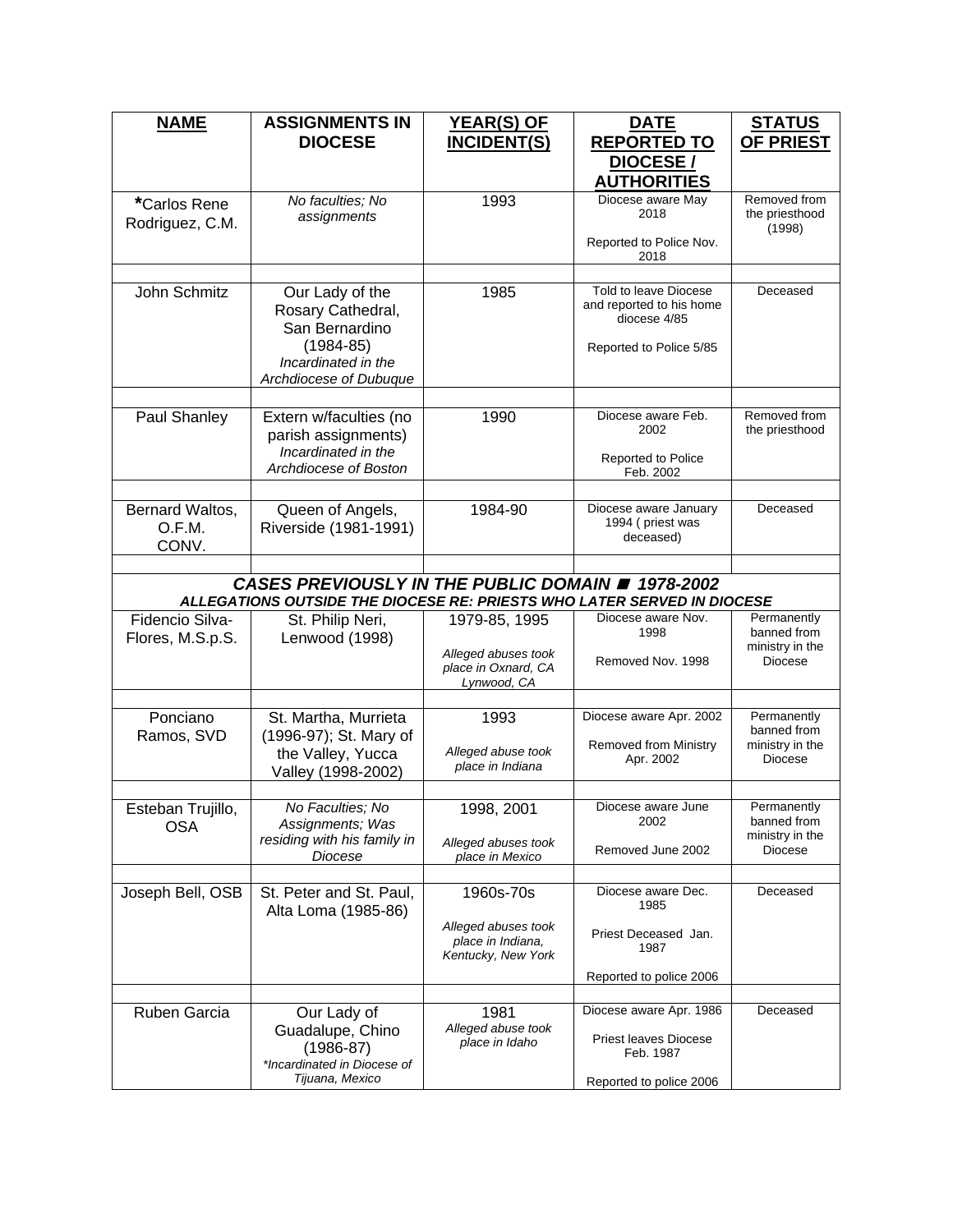| NAME | ASSIGNMENTS IN DIOCESE | YEAR(S) OF INCIDENT(S) | DATE REPORTED TO DIOCESE / AUTHORITIES | STATUS OF PRIEST |
|---|---|---|---|---|
| ***Carlos Rene Rodriguez, C.M.** | *No faculties; No assignments* | 1993 | Diocese aware May 2018<br><br>Reported to Police Nov. 2018 | Removed from the priesthood (1998) |
| | | | | |
| John Schmitz | Our Lady of the Rosary Cathedral, San Bernardino (1984-85)<br>*Incardinated in the Archdiocese of Dubuque* | 1985 | Told to leave Diocese and reported to his home diocese 4/85<br><br>Reported to Police 5/85 | Deceased |
| | | | | |
| Paul Shanley | Extern w/faculties (no parish assignments)<br>*Incardinated in the Archdiocese of Boston* | 1990 | Diocese aware Feb. 2002<br><br>Reported to Police Feb. 2002 | Removed from the priesthood |
| | | | | |
| Bernard Waltos, O.F.M. CONV. | Queen of Angels, Riverside (1981-1991) | 1984-90 | Diocese aware January 1994 ( priest was deceased) | Deceased |
| | | | | |
| ***CASES PREVIOUSLY IN THE PUBLIC DOMAIN ◼ 1978-2002***<br>***ALLEGATIONS OUTSIDE THE DIOCESE RE: PRIESTS WHO LATER SERVED IN DIOCESE*** | | | | |
| Fidencio Silva-Flores, M.S.p.S. | St. Philip Neri, Lenwood (1998) | 1979-85, 1995<br><br>*Alleged abuses took place in Oxnard, CA Lynwood, CA* | Diocese aware Nov. 1998<br><br>Removed Nov. 1998 | Permanently banned from ministry in the Diocese |
| | | | | |
| Ponciano Ramos, SVD | St. Martha, Murrieta (1996-97); St. Mary of the Valley, Yucca Valley (1998-2002) | 1993<br><br>*Alleged abuse took place in Indiana* | Diocese aware Apr. 2002<br><br>Removed from Ministry Apr. 2002 | Permanently banned from ministry in the Diocese |
| | | | | |
| Esteban Trujillo, OSA | *No Faculties; No Assignments; Was residing with his family in Diocese* | 1998, 2001<br><br>*Alleged abuses took place in Mexico* | Diocese aware June 2002<br><br>Removed June 2002 | Permanently banned from ministry in the Diocese |
| | | | | |
| Joseph Bell, OSB | St. Peter and St. Paul, Alta Loma (1985-86) | 1960s-70s<br><br>*Alleged abuses took place in Indiana, Kentucky, New York* | Diocese aware Dec. 1985<br><br>Priest Deceased Jan. 1987<br><br>Reported to police 2006 | Deceased |
| | | | | |
| Ruben Garcia | Our Lady of Guadalupe, Chino (1986-87)<br>**Incardinated in Diocese of Tijuana, Mexico* | 1981<br>*Alleged abuse took place in Idaho* | Diocese aware Apr. 1986<br><br>Priest leaves Diocese Feb. 1987<br><br>Reported to police 2006 | Deceased |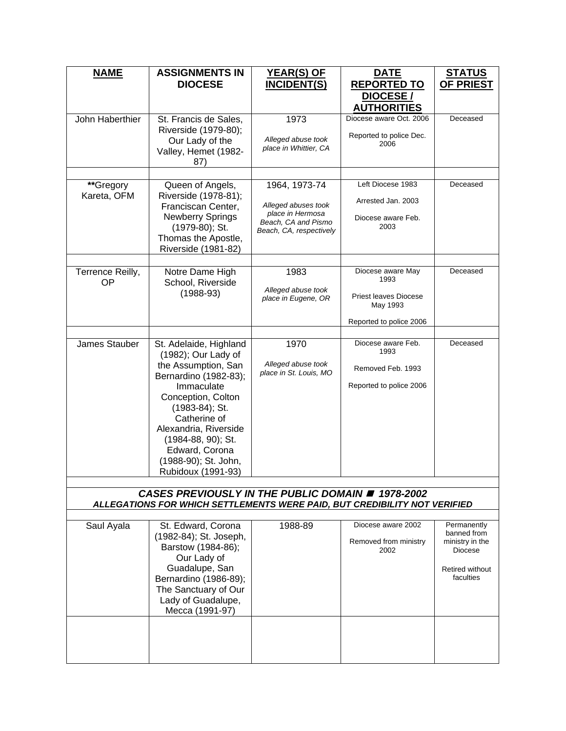| NAME | ASSIGNMENTS IN DIOCESE | YEAR(S) OF INCIDENT(S) | DATE REPORTED TO DIOCESE / AUTHORITIES | STATUS OF PRIEST |
|---|---|---|---|---|
| John Haberthier | St. Francis de Sales, Riverside (1979-80); Our Lady of the Valley, Hemet (1982-87) | 1973<br><br>*Alleged abuse took place in Whittier, CA* | Diocese aware Oct. 2006<br><br>Reported to police Dec. 2006 | Deceased |
| | | | | |
| **Gregory Kareta, OFM | Queen of Angels, Riverside (1978-81); Franciscan Center, Newberry Springs (1979-80); St. Thomas the Apostle, Riverside (1981-82) | 1964, 1973-74<br><br>*Alleged abuses took place in Hermosa Beach, CA and Pismo Beach, CA, respectively* | Left Diocese 1983<br><br>Arrested Jan. 2003<br><br>Diocese aware Feb. 2003 | Deceased |
| | | | | |
| Terrence Reilly, OP | Notre Dame High School, Riverside (1988-93) | 1983<br><br>*Alleged abuse took place in Eugene, OR* | Diocese aware May 1993<br><br>Priest leaves Diocese May 1993<br><br>Reported to police 2006 | Deceased |
| | | | | |
| James Stauber | St. Adelaide, Highland (1982); Our Lady of the Assumption, San Bernardino (1982-83); Immaculate Conception, Colton (1983-84); St. Catherine of Alexandria, Riverside (1984-88, 90); St. Edward, Corona (1988-90); St. John, Rubidoux (1991-93) | 1970<br><br>*Alleged abuse took place in St. Louis, MO* | Diocese aware Feb. 1993<br><br>Removed Feb. 1993<br><br>Reported to police 2006 | Deceased |
| | | | | |
| ***CASES PREVIOUSLY IN THE PUBLIC DOMAIN ■ 1978-2002*** | | | | |
| ***ALLEGATIONS FOR WHICH SETTLEMENTS WERE PAID, BUT CREDIBILITY NOT VERIFIED*** | | | | |
| | | | | |
| Saul Ayala | St. Edward, Corona (1982-84); St. Joseph, Barstow (1984-86); Our Lady of Guadalupe, San Bernardino (1986-89); The Sanctuary of Our Lady of Guadalupe, Mecca (1991-97) | 1988-89 | Diocese aware 2002<br><br>Removed from ministry 2002 | Permanently banned from ministry in the Diocese<br><br>Retired without faculties |
| | | | | |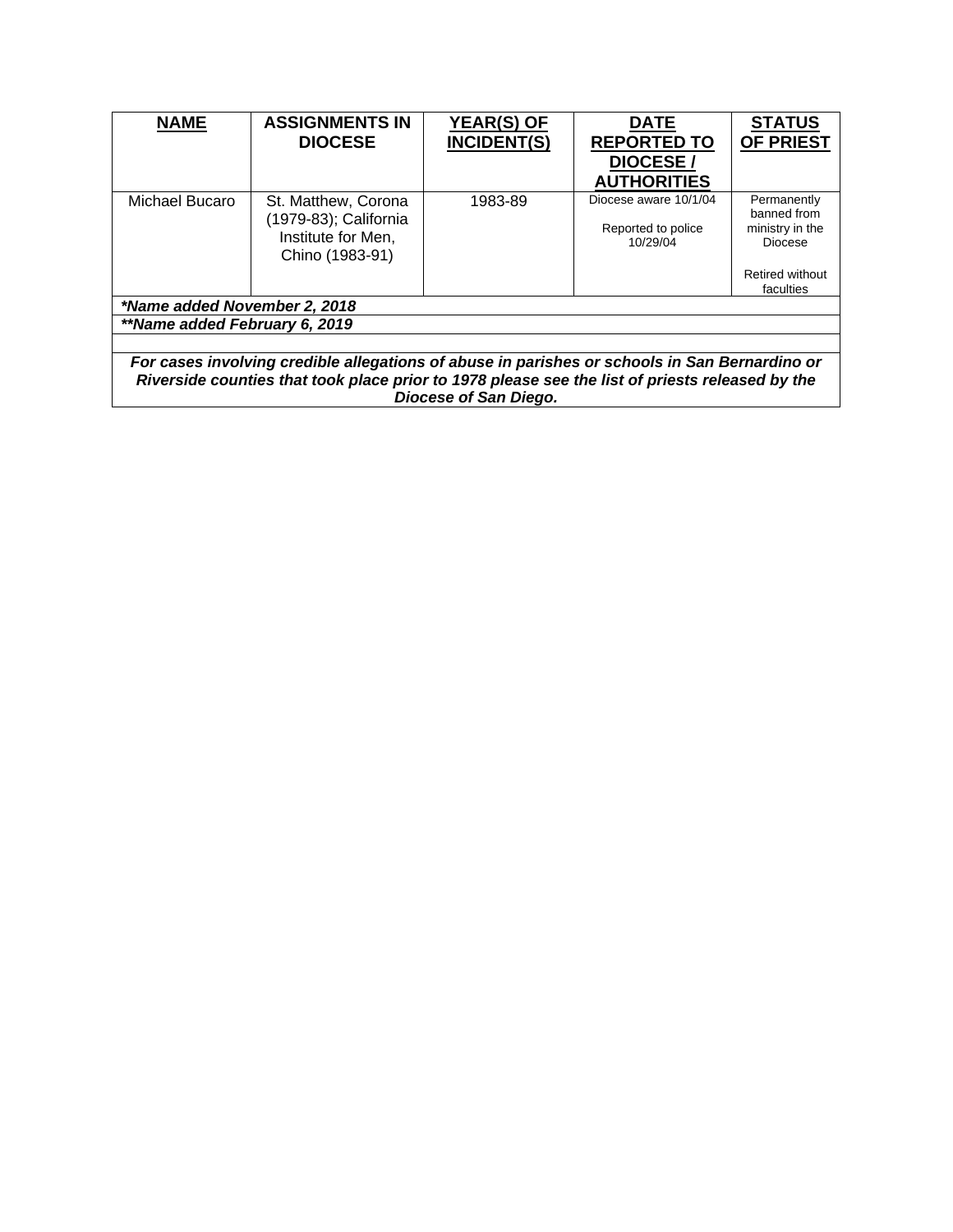| NAME | ASSIGNMENTS IN DIOCESE | YEAR(S) OF INCIDENT(S) | DATE REPORTED TO DIOCESE / AUTHORITIES | STATUS OF PRIEST |
|---|---|---|---|---|
| Michael Bucaro | St. Matthew, Corona (1979-83); California Institute for Men, Chino (1983-91) | 1983-89 | Diocese aware 10/1/04<br><br>Reported to police 10/29/04 | Permanently banned from ministry in the Diocese<br><br>Retired without faculties |

***Name added November 2, 2018***

****Name added February 6, 2019***

***For cases involving credible allegations of abuse in parishes or schools in San Bernardino or Riverside counties that took place prior to 1978 please see the list of priests released by the Diocese of San Diego.***